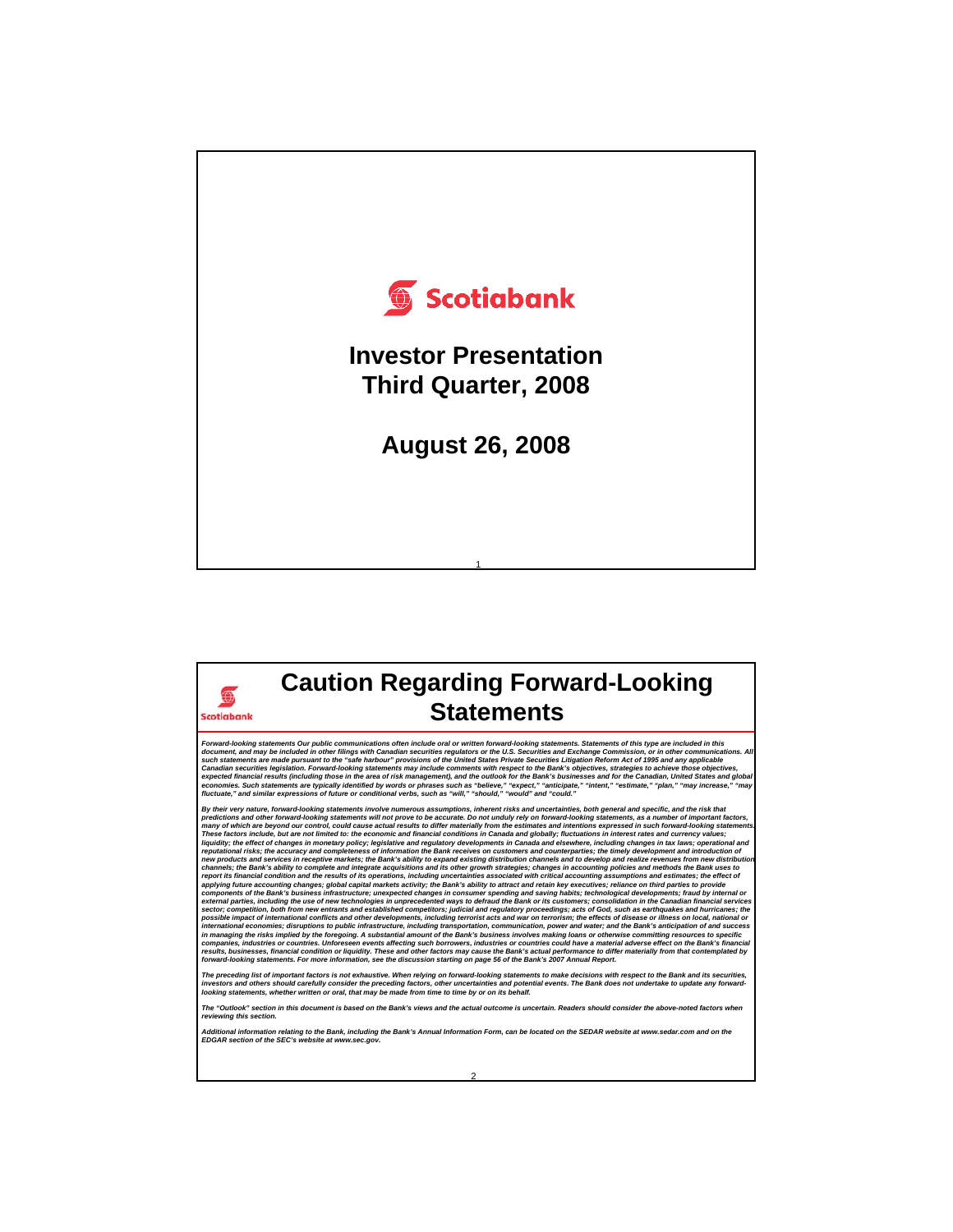Scotiabank

# Investor Presentation Third Quarter, 2008

## August 26, 2008

---

Scotiabank

# Caution Regarding Forward-Looking Statements

*Forward-looking statements Our public communications often include oral or written forward-looking statements. Statements of this type are included in this document, and may be included in other filings with Canadian securities regulators or the U.S. Securities and Exchange Commission, or in other communications. All such statements are made pursuant to the "safe harbour" provisions of the United States Private Securities Litigation Reform Act of 1995 and any applicable Canadian securities legislation. Forward-looking statements may include comments with respect to the Bank's objectives, strategies to achieve those objectives, expected financial results (including those in the area of risk management), and the outlook for the Bank's businesses and for the Canadian, United States and global economies. Such statements are typically identified by words or phrases such as "believe," "expect," "anticipate," "intent," "estimate," "plan," "may increase," "may fluctuate," and similar expressions of future or conditional verbs, such as "will," "should," "would" and "could."*

*By their very nature, forward-looking statements involve numerous assumptions, inherent risks and uncertainties, both general and specific, and the risk that predictions and other forward-looking statements will not prove to be accurate. Do not unduly rely on forward-looking statements, as a number of important factors, many of which are beyond our control, could cause actual results to differ materially from the estimates and intentions expressed in such forward-looking statements. These factors include, but are not limited to: the economic and financial conditions in Canada and globally; fluctuations in interest rates and currency values; liquidity; the effect of changes in monetary policy; legislative and regulatory developments in Canada and elsewhere, including changes in tax laws; operational and reputational risks; the accuracy and completeness of information the Bank receives on customers and counterparties; the timely development and introduction of new products and services in receptive markets; the Bank's ability to expand existing distribution channels and to develop and realize revenues from new distribution channels; the Bank's ability to complete and integrate acquisitions and its other growth strategies; changes in accounting policies and methods the Bank uses to report its financial condition and the results of its operations, including uncertainties associated with critical accounting assumptions and estimates; the effect of applying future accounting changes; global capital markets activity; the Bank's ability to attract and retain key executives; reliance on third parties to provide components of the Bank's business infrastructure; unexpected changes in consumer spending and saving habits; technological developments; fraud by internal or external parties, including the use of new technologies in unprecedented ways to defraud the Bank or its customers; consolidation in the Canadian financial services sector; competition, both from new entrants and established competitors; judicial and regulatory proceedings; acts of God, such as earthquakes and hurricanes; the possible impact of international conflicts and other developments, including terrorist acts and war on terrorism; the effects of disease or illness on local, national or international economies; disruptions to public infrastructure, including transportation, communication, power and water; and the Bank's anticipation of and success in managing the risks implied by the foregoing. A substantial amount of the Bank's business involves making loans or otherwise committing resources to specific companies, industries or countries. Unforeseen events affecting such borrowers, industries or countries could have a material adverse effect on the Bank's financial results, businesses, financial condition or liquidity. These and other factors may cause the Bank's actual performance to differ materially from that contemplated by forward-looking statements. For more information, see the discussion starting on page 56 of the Bank's 2007 Annual Report.*

*The preceding list of important factors is not exhaustive. When relying on forward-looking statements to make decisions with respect to the Bank and its securities, investors and others should carefully consider the preceding factors, other uncertainties and potential events. The Bank does not undertake to update any forward-looking statements, whether written or oral, that may be made from time to time by or on its behalf.*

*The "Outlook" section in this document is based on the Bank's views and the actual outcome is uncertain. Readers should consider the above-noted factors when reviewing this section.*

*Additional information relating to the Bank, including the Bank's Annual Information Form, can be located on the SEDAR website at www.sedar.com and on the EDGAR section of the SEC's website at www.sec.gov.*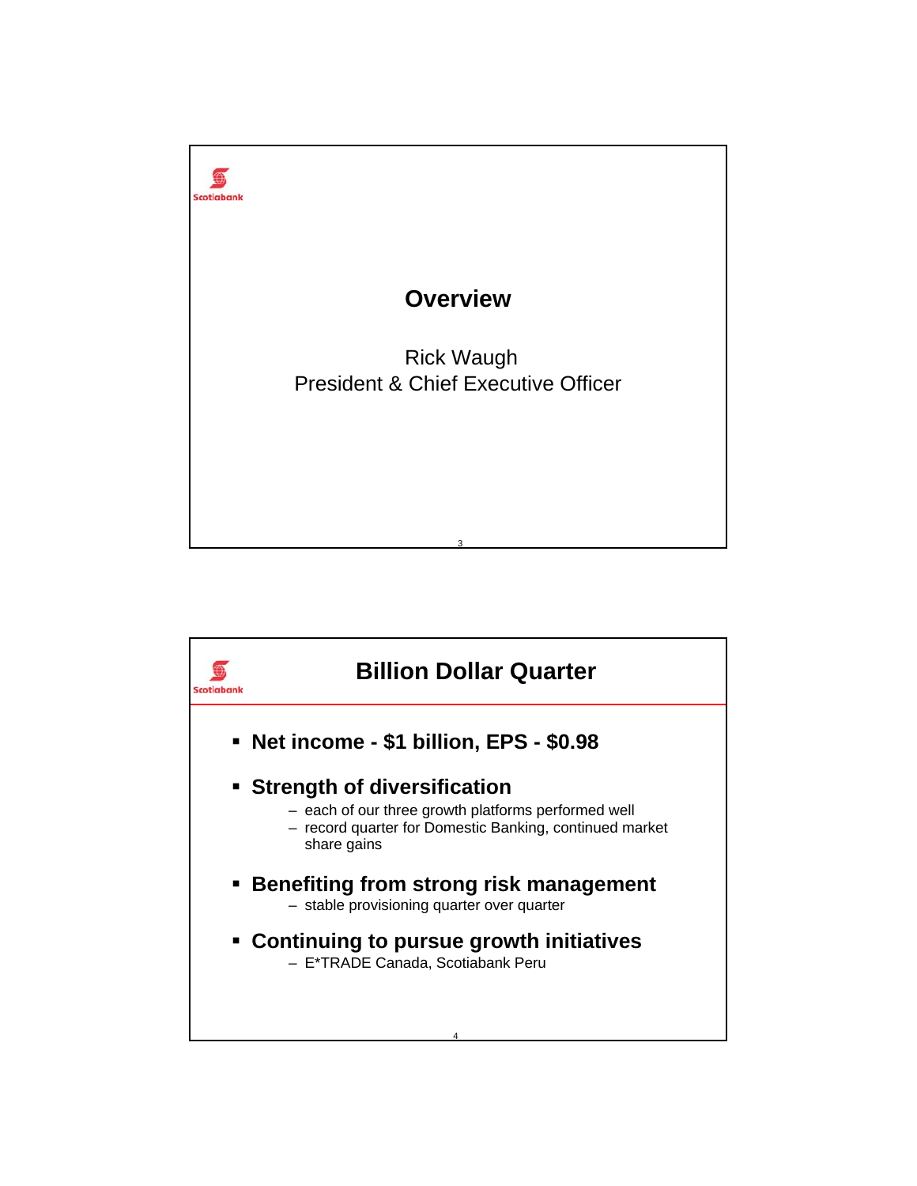# Overview

Rick Waugh
President & Chief Executive Officer

# Billion Dollar Quarter

- **Net income - $1 billion, EPS - $0.98**
- **Strength of diversification**
  - each of our three growth platforms performed well
  - record quarter for Domestic Banking, continued market share gains
- **Benefiting from strong risk management**
  - stable provisioning quarter over quarter
- **Continuing to pursue growth initiatives**
  - E*TRADE Canada, Scotiabank Peru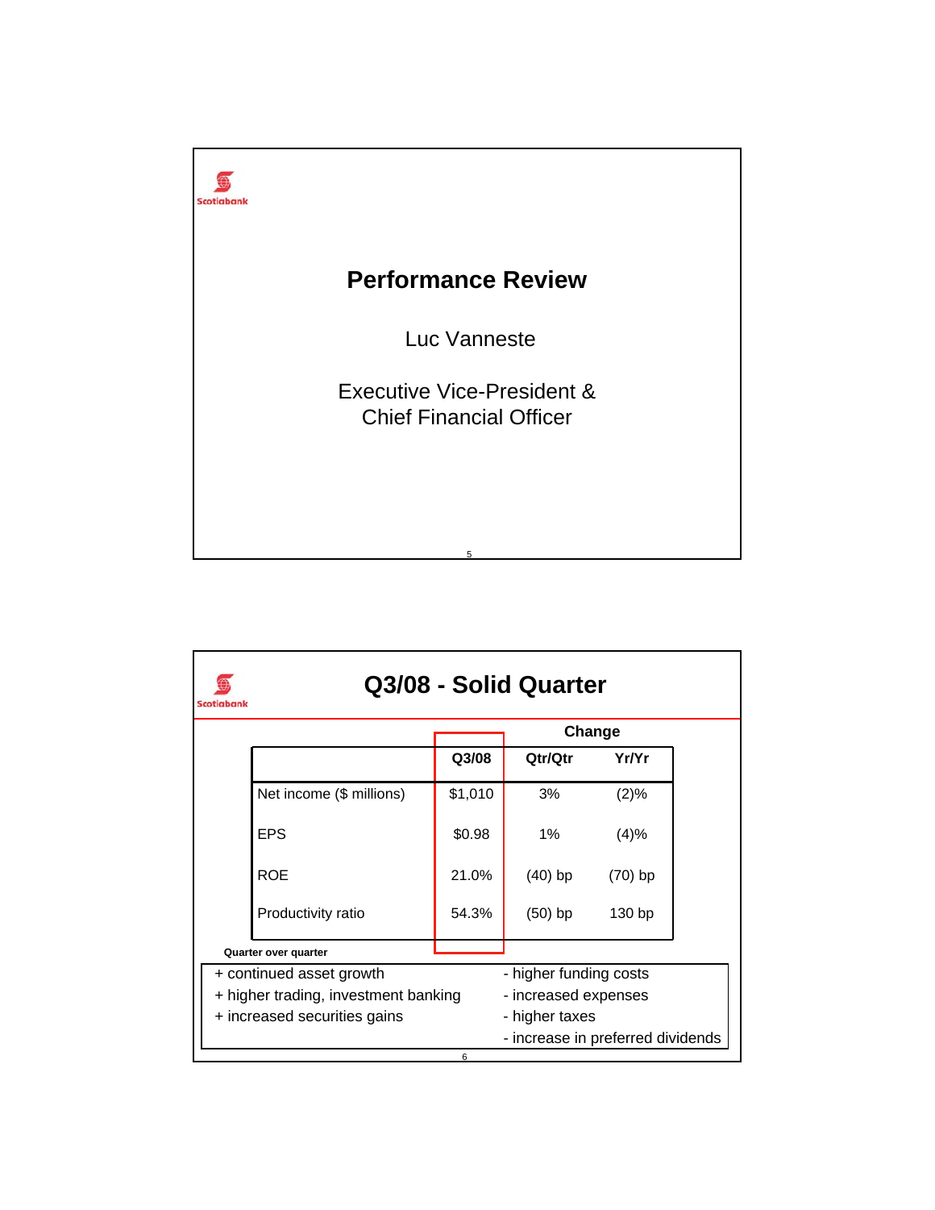# Performance Review

Luc Vanneste

Executive Vice-President & Chief Financial Officer

# Q3/08 - Solid Quarter

| | Q3/08 | Change Qtr/Qtr | Change Yr/Yr |
|---|---|---|---|
| Net income ($ millions) | $1,010 | 3% | (2)% |
| EPS | $0.98 | 1% | (4)% |
| ROE | 21.0% | (40) bp | (70) bp |
| Productivity ratio | 54.3% | (50) bp | 130 bp |

**Quarter over quarter**

+ continued asset growth
+ higher trading, investment banking
+ increased securities gains

- higher funding costs
- increased expenses
- higher taxes
- increase in preferred dividends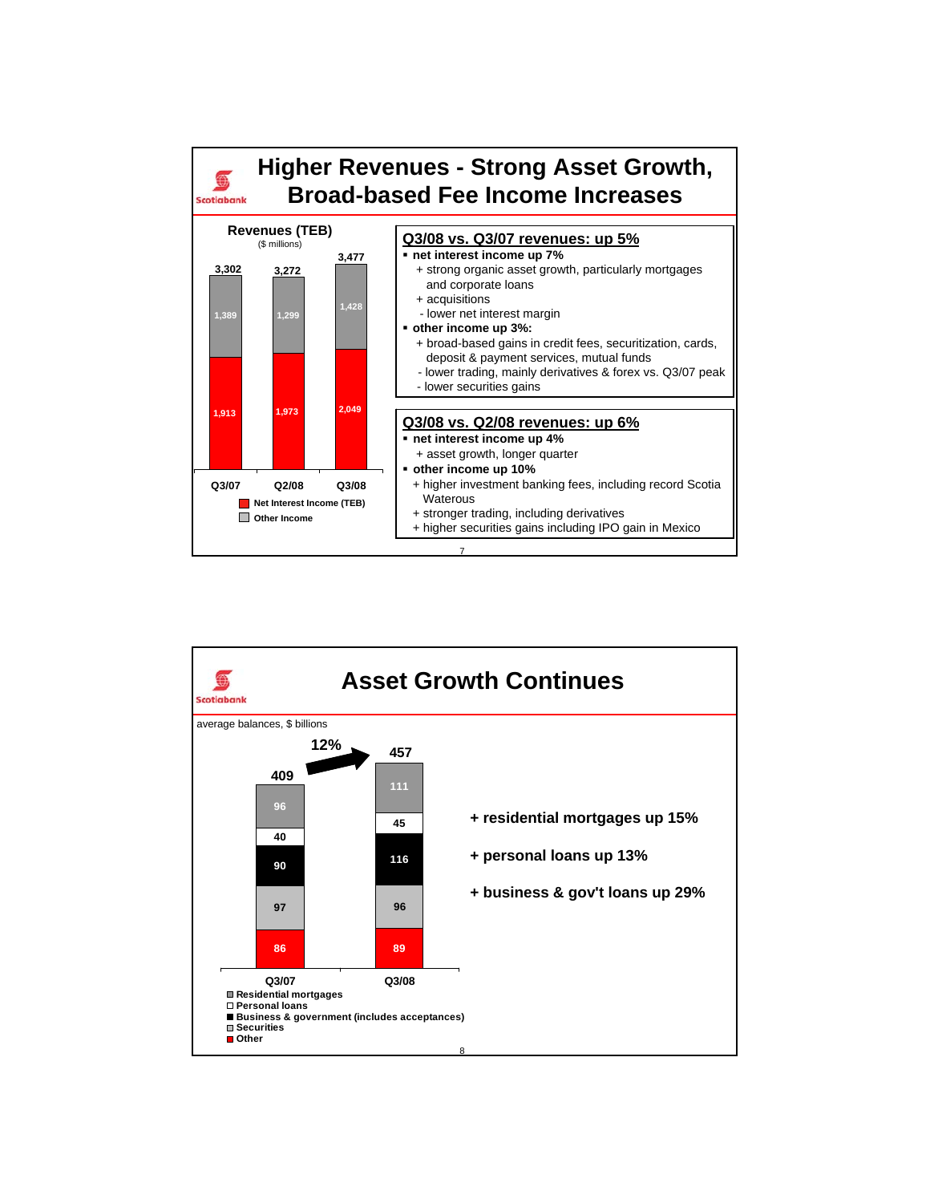# Higher Revenues - Strong Asset Growth, Broad-based Fee Income Increases

**Revenues (TEB)**
($ millions)

| | Q3/07 | Q2/08 | Q3/08 |
|---|---|---|---|
| Other Income | 1,389 | 1,299 | 1,428 |
| Net Interest Income (TEB) | 1,913 | 1,973 | 2,049 |
| Total | 3,302 | 3,272 | 3,477 |

**Q3/08 vs. Q3/07 revenues: up 5%**

- **net interest income up 7%**
  - + strong organic asset growth, particularly mortgages and corporate loans
  - + acquisitions
  - - lower net interest margin
- **other income up 3%:**
  - + broad-based gains in credit fees, securitization, cards, deposit & payment services, mutual funds
  - - lower trading, mainly derivatives & forex vs. Q3/07 peak
  - - lower securities gains

**Q3/08 vs. Q2/08 revenues: up 6%**

- **net interest income up 4%**
  - + asset growth, longer quarter
- **other income up 10%**
  - + higher investment banking fees, including record Scotia Waterous
  - + stronger trading, including derivatives
  - + higher securities gains including IPO gain in Mexico

# Asset Growth Continues

average balances, $ billions

| | Q3/07 | Q3/08 |
|---|---|---|
| Residential mortgages | 96 | 111 |
| Personal loans | 40 | 45 |
| Business & government (includes acceptances) | 90 | 116 |
| Securities | 97 | 96 |
| Other | 86 | 89 |
| Total | 409 | 457 |

12% growth

- **+ residential mortgages up 15%**
- **+ personal loans up 13%**
- **+ business & gov't loans up 29%**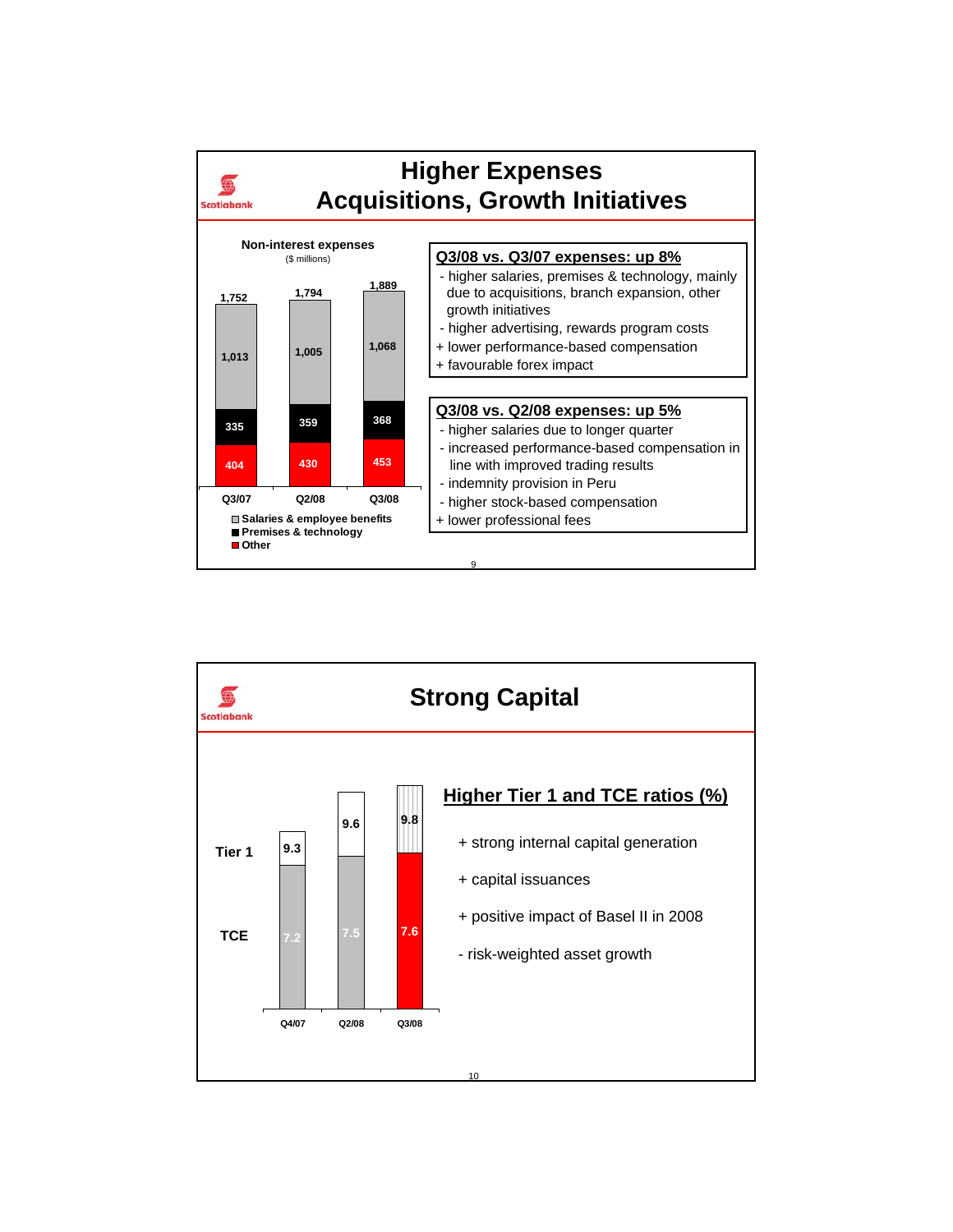## Higher Expenses
## Acquisitions, Growth Initiatives

**Non-interest expenses**
($ millions)

| | Q3/07 | Q2/08 | Q3/08 |
|---|---|---|---|
| Salaries & employee benefits | 1,013 | 1,005 | 1,068 |
| Premises & technology | 335 | 359 | 368 |
| Other | 404 | 430 | 453 |
| Total | 1,752 | 1,794 | 1,889 |

**Q3/08 vs. Q3/07 expenses: up 8%**

- higher salaries, premises & technology, mainly due to acquisitions, branch expansion, other growth initiatives
- higher advertising, rewards program costs

+ lower performance-based compensation
+ favourable forex impact

**Q3/08 vs. Q2/08 expenses: up 5%**

- higher salaries due to longer quarter
- increased performance-based compensation in line with improved trading results
- indemnity provision in Peru
- higher stock-based compensation

+ lower professional fees

## Strong Capital

| | Q4/07 | Q2/08 | Q3/08 |
|---|---|---|---|
| Tier 1 | 9.3 | 9.6 | 9.8 |
| TCE | 7.2 | 7.5 | 7.6 |

**Higher Tier 1 and TCE ratios (%)**

+ strong internal capital generation
+ capital issuances
+ positive impact of Basel II in 2008

- risk-weighted asset growth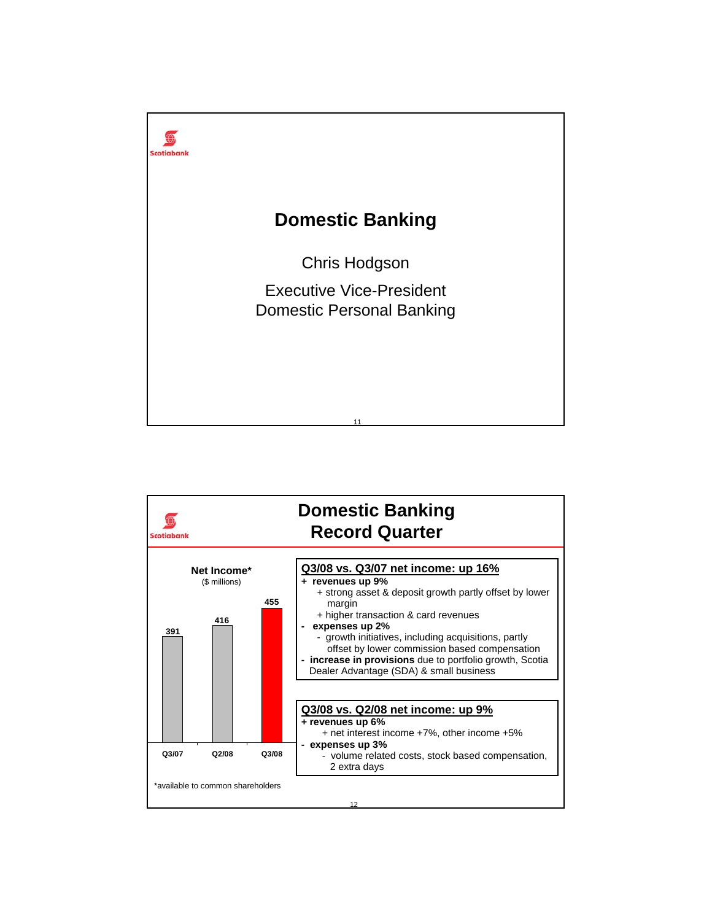## Domestic Banking

Chris Hodgson

Executive Vice-President
Domestic Personal Banking

---

## Domestic Banking Record Quarter

**Net Income***
($ millions)

| Q3/07 | Q2/08 | Q3/08 |
| --- | --- | --- |
| 391 | 416 | 455 |

*available to common shareholders

**Q3/08 vs. Q3/07 net income: up 16%**

- **+ revenues up 9%**
  - + strong asset & deposit growth partly offset by lower margin
  - + higher transaction & card revenues
- **- expenses up 2%**
  - - growth initiatives, including acquisitions, partly offset by lower commission based compensation
- **- increase in provisions** due to portfolio growth, Scotia Dealer Advantage (SDA) & small business

**Q3/08 vs. Q2/08 net income: up 9%**

- **+ revenues up 6%**
  - + net interest income +7%, other income +5%
- **- expenses up 3%**
  - - volume related costs, stock based compensation, 2 extra days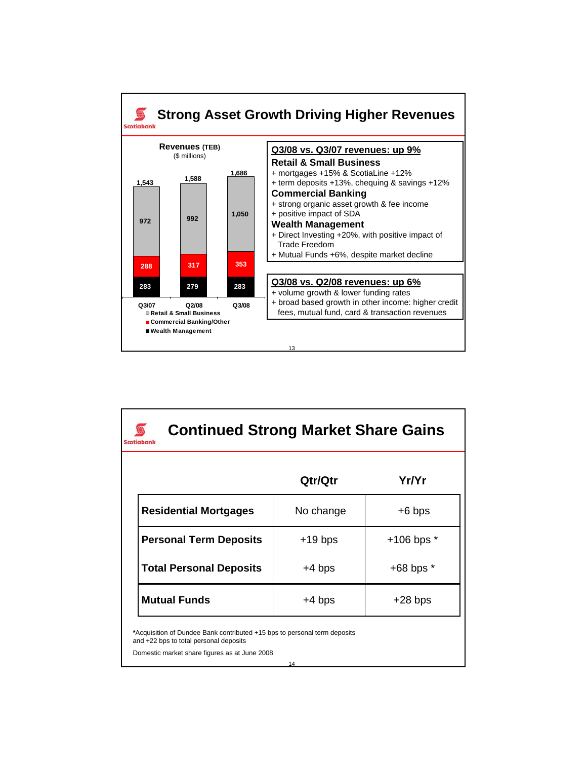## Strong Asset Growth Driving Higher Revenues

**Revenues (TEB)**
($ millions)

| | Q3/07 | Q2/08 | Q3/08 |
|---|---|---|---|
| Retail & Small Business | 972 | 992 | 1,050 |
| Commercial Banking/Other | 288 | 317 | 353 |
| Wealth Management | 283 | 279 | 283 |
| **Total** | 1,543 | 1,588 | 1,686 |

**Q3/08 vs. Q3/07 revenues: up 9%**

**Retail & Small Business**
- + mortgages +15% & ScotiaLine +12%
- + term deposits +13%, chequing & savings +12%

**Commercial Banking**
- + strong organic asset growth & fee income
- + positive impact of SDA

**Wealth Management**
- + Direct Investing +20%, with positive impact of Trade Freedom
- + Mutual Funds +6%, despite market decline

**Q3/08 vs. Q2/08 revenues: up 6%**
- + volume growth & lower funding rates
- + broad based growth in other income: higher credit fees, mutual fund, card & transaction revenues

## Continued Strong Market Share Gains

| | Qtr/Qtr | Yr/Yr |
|---|---|---|
| **Residential Mortgages** | No change | +6 bps |
| **Personal Term Deposits** | +19 bps | +106 bps * |
| **Total Personal Deposits** | +4 bps | +68 bps * |
| **Mutual Funds** | +4 bps | +28 bps |

***Acquisition of Dundee Bank contributed +15 bps to personal term deposits and +22 bps to total personal deposits

Domestic market share figures as at June 2008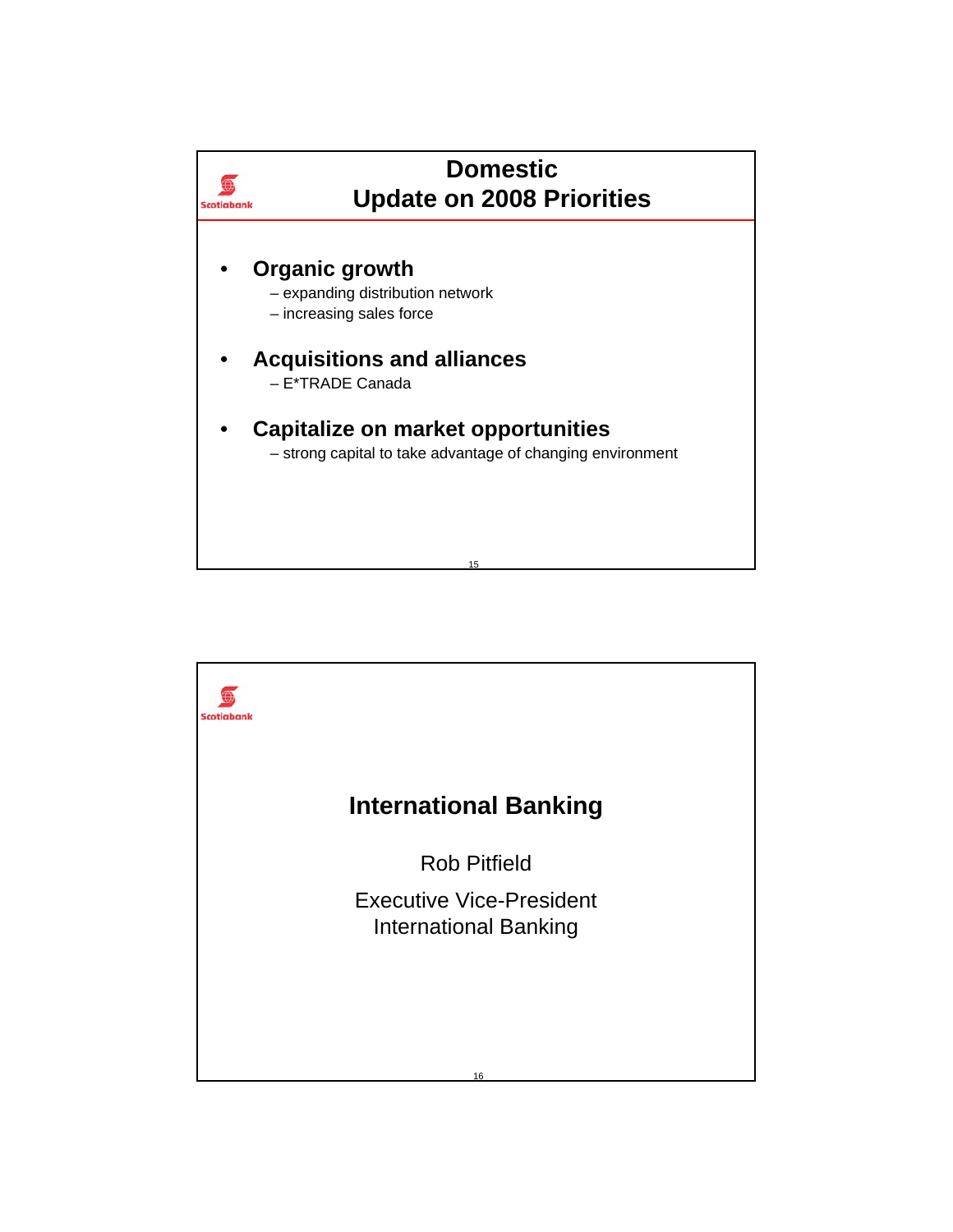## Domestic
## Update on 2008 Priorities

- **Organic growth**
  - – expanding distribution network
  - – increasing sales force
- **Acquisitions and alliances**
  - – E*TRADE Canada
- **Capitalize on market opportunities**
  - – strong capital to take advantage of changing environment

## International Banking

Rob Pitfield

Executive Vice-President
International Banking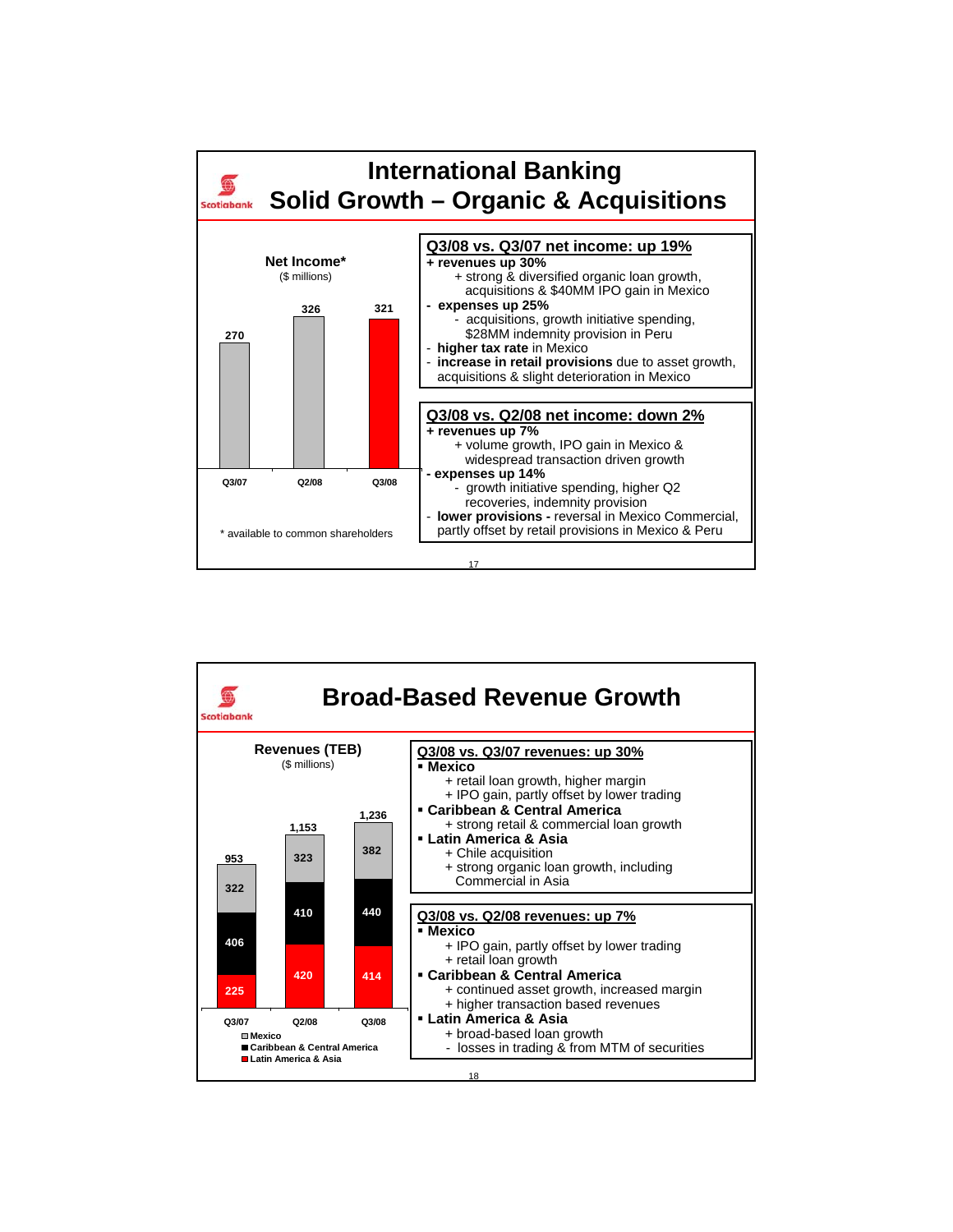# International Banking
## Solid Growth – Organic & Acquisitions

**Net Income***
($ millions)

| | Q3/07 | Q2/08 | Q3/08 |
|---|---|---|---|
| Net Income | 270 | 326 | 321 |

\* available to common shareholders

**Q3/08 vs. Q3/07 net income: up 19%**

- **+ revenues up 30%**
  - + strong & diversified organic loan growth, acquisitions & $40MM IPO gain in Mexico
- **- expenses up 25%**
  - - acquisitions, growth initiative spending, $28MM indemnity provision in Peru
- - **higher tax rate** in Mexico
- - **increase in retail provisions** due to asset growth, acquisitions & slight deterioration in Mexico

**Q3/08 vs. Q2/08 net income: down 2%**

- **+ revenues up 7%**
  - + volume growth, IPO gain in Mexico & widespread transaction driven growth
- **- expenses up 14%**
  - - growth initiative spending, higher Q2 recoveries, indemnity provision
- - **lower provisions -** reversal in Mexico Commercial, partly offset by retail provisions in Mexico & Peru

# Broad-Based Revenue Growth

**Revenues (TEB)**
($ millions)

| | Q3/07 | Q2/08 | Q3/08 |
|---|---|---|---|
| Mexico | 322 | 323 | 382 |
| Caribbean & Central America | 406 | 410 | 440 |
| Latin America & Asia | 225 | 420 | 414 |
| Total | 953 | 1,153 | 1,236 |

**Q3/08 vs. Q3/07 revenues: up 30%**

- **Mexico**
  - + retail loan growth, higher margin
  - + IPO gain, partly offset by lower trading
- **Caribbean & Central America**
  - + strong retail & commercial loan growth
- **Latin America & Asia**
  - + Chile acquisition
  - + strong organic loan growth, including Commercial in Asia

**Q3/08 vs. Q2/08 revenues: up 7%**

- **Mexico**
  - + IPO gain, partly offset by lower trading
  - + retail loan growth
- **Caribbean & Central America**
  - + continued asset growth, increased margin
  - + higher transaction based revenues
- **Latin America & Asia**
  - + broad-based loan growth
  - - losses in trading & from MTM of securities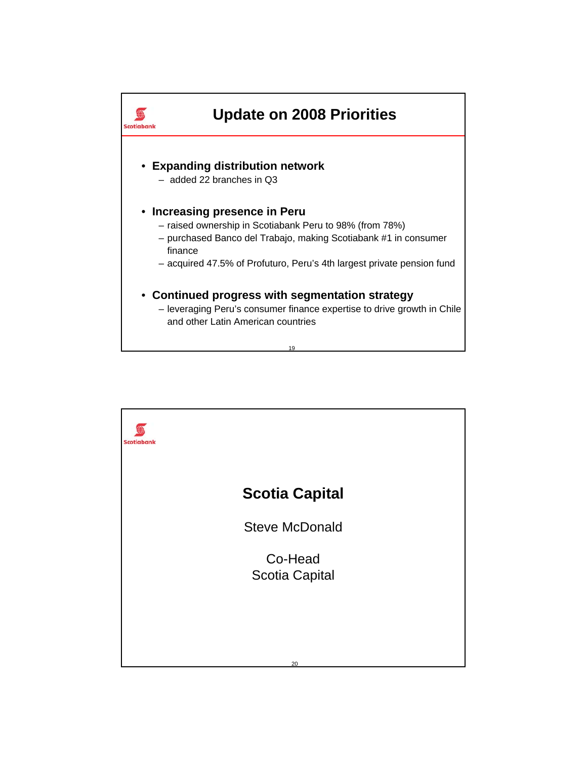## Update on 2008 Priorities

- **Expanding distribution network**
  - added 22 branches in Q3
- **Increasing presence in Peru**
  - raised ownership in Scotiabank Peru to 98% (from 78%)
  - purchased Banco del Trabajo, making Scotiabank #1 in consumer finance
  - acquired 47.5% of Profuturo, Peru's 4th largest private pension fund
- **Continued progress with segmentation strategy**
  - leveraging Peru's consumer finance expertise to drive growth in Chile and other Latin American countries

## Scotia Capital

Steve McDonald

Co-Head
Scotia Capital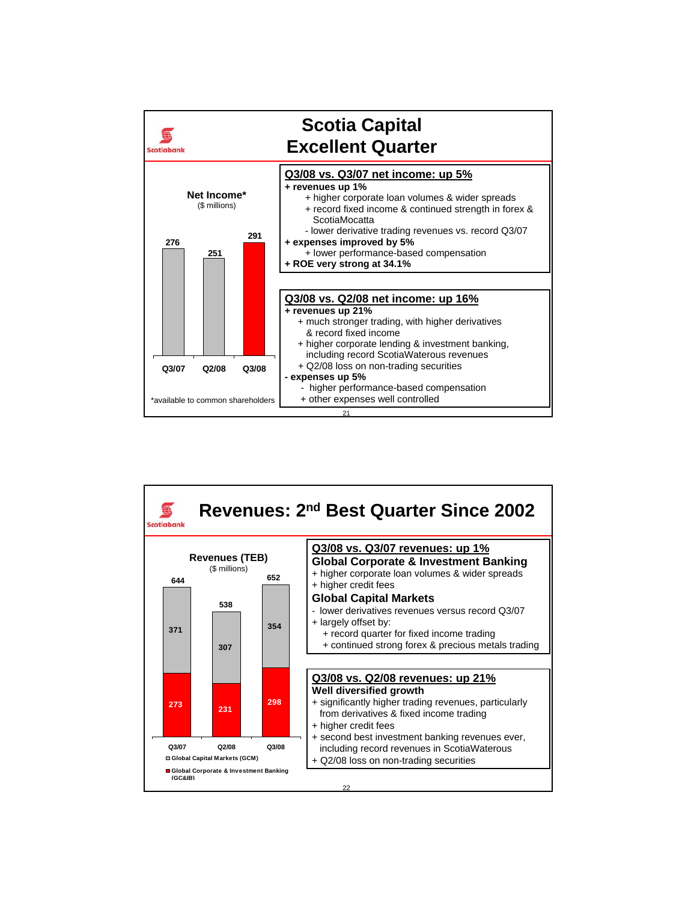## Scotia Capital
## Excellent Quarter

**Net Income***
($ millions)

| Q3/07 | Q2/08 | Q3/08 |
|---|---|---|
| 276 | 251 | 291 |

*available to common shareholders

**Q3/08 vs. Q3/07 net income: up 5%**

**+ revenues up 1%**
- + higher corporate loan volumes & wider spreads
- + record fixed income & continued strength in forex & ScotiaMocatta
- - lower derivative trading revenues vs. record Q3/07

**+ expenses improved by 5%**
- + lower performance-based compensation

**+ ROE very strong at 34.1%**

**Q3/08 vs. Q2/08 net income: up 16%**

**+ revenues up 21%**
- + much stronger trading, with higher derivatives & record fixed income
- + higher corporate lending & investment banking, including record ScotiaWaterous revenues
- + Q2/08 loss on non-trading securities

**- expenses up 5%**
- - higher performance-based compensation
- + other expenses well controlled

## Revenues: 2nd Best Quarter Since 2002

**Revenues (TEB)**
($ millions)

| | Q3/07 | Q2/08 | Q3/08 |
|---|---|---|---|
| Global Capital Markets (GCM) | 371 | 307 | 354 |
| Global Corporate & Investment Banking (GC&IB) | 273 | 231 | 298 |
| Total | 644 | 538 | 652 |

**Q3/08 vs. Q3/07 revenues: up 1%**

**Global Corporate & Investment Banking**
- + higher corporate loan volumes & wider spreads
- + higher credit fees

**Global Capital Markets**
- - lower derivatives revenues versus record Q3/07
- + largely offset by:
  - + record quarter for fixed income trading
  - + continued strong forex & precious metals trading

**Q3/08 vs. Q2/08 revenues: up 21%**

**Well diversified growth**
- + significantly higher trading revenues, particularly from derivatives & fixed income trading
- + higher credit fees
- + second best investment banking revenues ever, including record revenues in ScotiaWaterous
- + Q2/08 loss on non-trading securities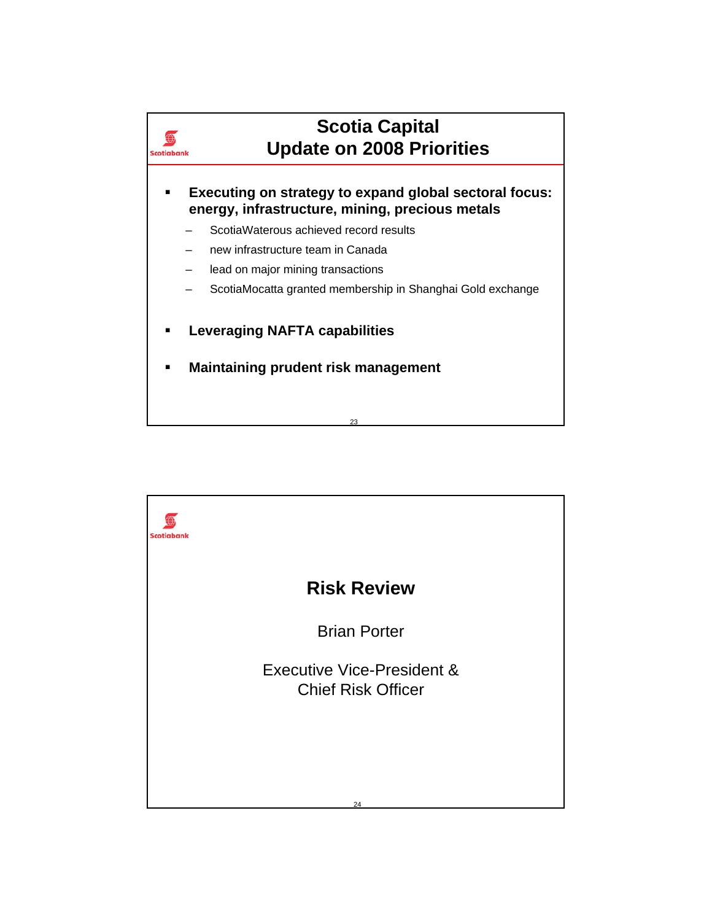## Scotia Capital
## Update on 2008 Priorities

- **Executing on strategy to expand global sectoral focus: energy, infrastructure, mining, precious metals**
  - ScotiaWaterous achieved record results
  - new infrastructure team in Canada
  - lead on major mining transactions
  - ScotiaMocatta granted membership in Shanghai Gold exchange
- **Leveraging NAFTA capabilities**
- **Maintaining prudent risk management**

## Risk Review

Brian Porter

Executive Vice-President &
Chief Risk Officer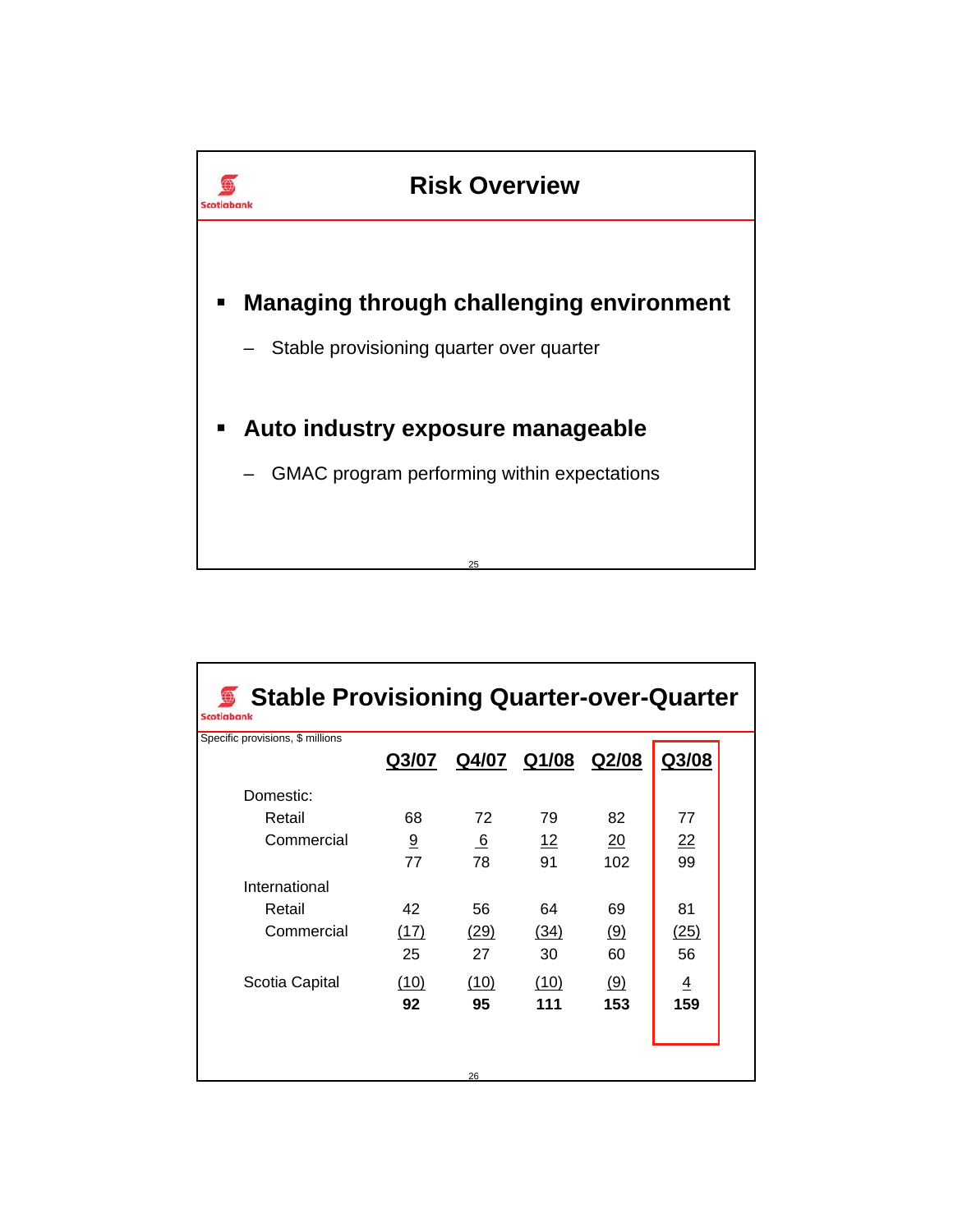# Risk Overview

- **Managing through challenging environment**
  - Stable provisioning quarter over quarter
- **Auto industry exposure manageable**
  - GMAC program performing within expectations

# Stable Provisioning Quarter-over-Quarter

Specific provisions, $ millions

| | Q3/07 | Q4/07 | Q1/08 | Q2/08 | Q3/08 |
|---|---|---|---|---|---|
| Domestic: | | | | | |
| Retail | 68 | 72 | 79 | 82 | 77 |
| Commercial | 9 | 6 | 12 | 20 | 22 |
| | 77 | 78 | 91 | 102 | 99 |
| International | | | | | |
| Retail | 42 | 56 | 64 | 69 | 81 |
| Commercial | (17) | (29) | (34) | (9) | (25) |
| | 25 | 27 | 30 | 60 | 56 |
| Scotia Capital | (10) | (10) | (10) | (9) | 4 |
| | **92** | **95** | **111** | **153** | **159** |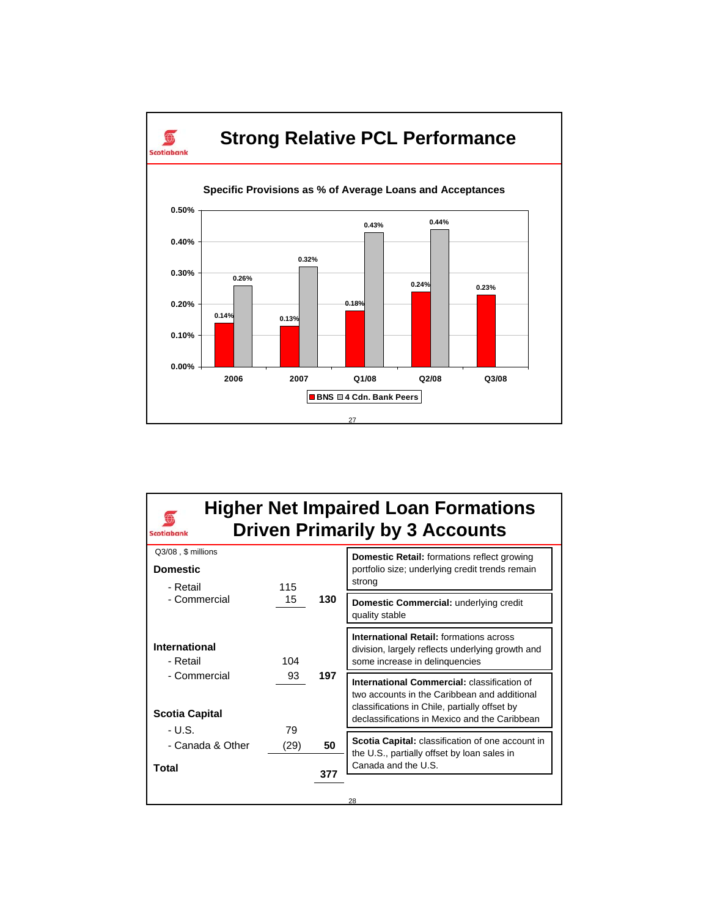## Strong Relative PCL Performance

**Specific Provisions as % of Average Loans and Acceptances**

| | 2006 | 2007 | Q1/08 | Q2/08 | Q3/08 |
|---|---|---|---|---|---|
| BNS | 0.14% | 0.13% | 0.18% | 0.24% | 0.23% |
| 4 Cdn. Bank Peers | 0.26% | 0.32% | 0.43% | 0.44% | |

## Higher Net Impaired Loan Formations Driven Primarily by 3 Accounts

Q3/08 , $ millions

| | | |
|---|---|---|
| **Domestic** | | |
| - Retail | 115 | |
| - Commercial | 15 | **130** |
| **International** | | |
| - Retail | 104 | |
| - Commercial | 93 | **197** |
| **Scotia Capital** | | |
| - U.S. | 79 | |
| - Canada & Other | (29) | **50** |
| **Total** | | **377** |

**Domestic Retail:** formations reflect growing portfolio size; underlying credit trends remain strong

**Domestic Commercial:** underlying credit quality stable

**International Retail:** formations across division, largely reflects underlying growth and some increase in delinquencies

**International Commercial:** classification of two accounts in the Caribbean and additional classifications in Chile, partially offset by declassifications in Mexico and the Caribbean

**Scotia Capital:** classification of one account in the U.S., partially offset by loan sales in Canada and the U.S.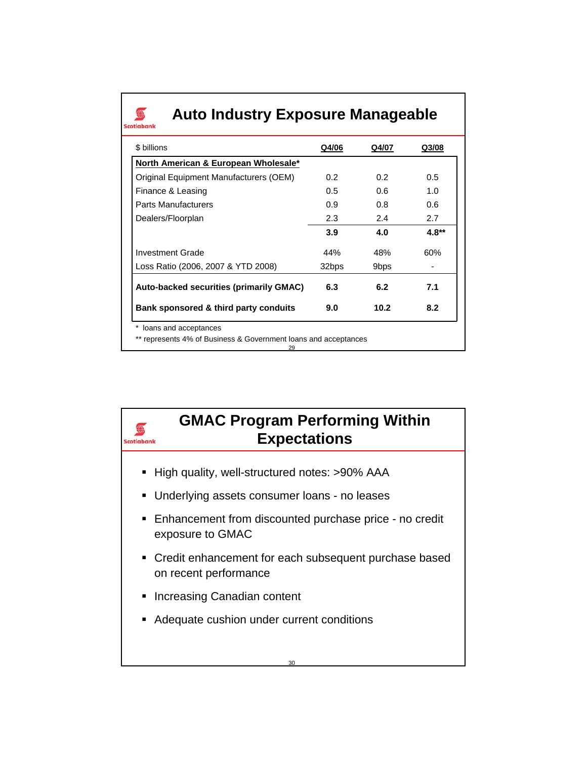## Auto Industry Exposure Manageable

| $ billions | Q4/06 | Q4/07 | Q3/08 |
|---|---|---|---|
| **North American & European Wholesale*** | | | |
| Original Equipment Manufacturers (OEM) | 0.2 | 0.2 | 0.5 |
| Finance & Leasing | 0.5 | 0.6 | 1.0 |
| Parts Manufacturers | 0.9 | 0.8 | 0.6 |
| Dealers/Floorplan | 2.3 | 2.4 | 2.7 |
| | **3.9** | **4.0** | **4.8**** |
| Investment Grade | 44% | 48% | 60% |
| Loss Ratio (2006, 2007 & YTD 2008) | 32bps | 9bps | - |
| **Auto-backed securities (primarily GMAC)** | **6.3** | **6.2** | **7.1** |
| **Bank sponsored & third party conduits** | **9.0** | **10.2** | **8.2** |

\* loans and acceptances

** represents 4% of Business & Government loans and acceptances

## GMAC Program Performing Within Expectations

- High quality, well-structured notes: >90% AAA
- Underlying assets consumer loans - no leases
- Enhancement from discounted purchase price - no credit exposure to GMAC
- Credit enhancement for each subsequent purchase based on recent performance
- Increasing Canadian content
- Adequate cushion under current conditions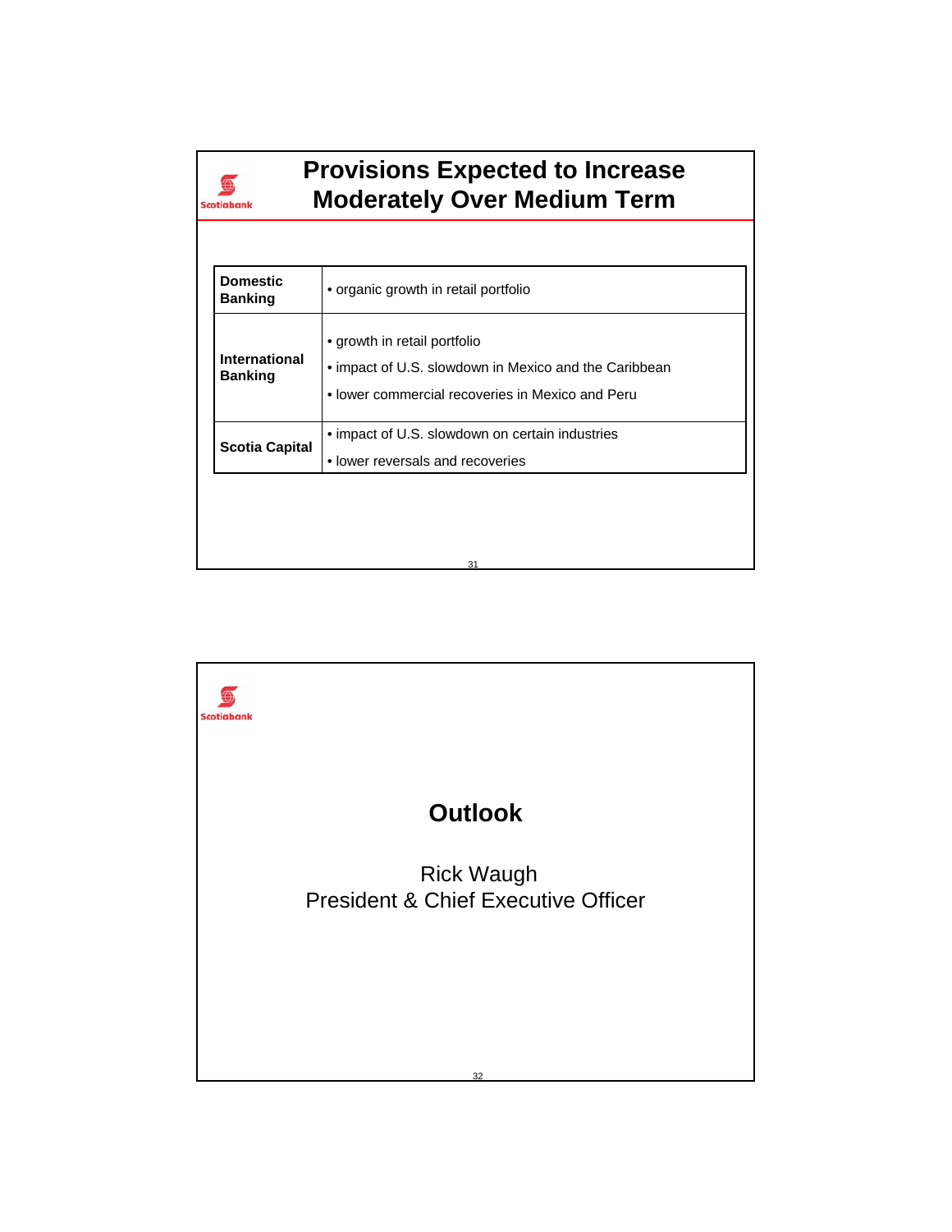# Provisions Expected to Increase Moderately Over Medium Term

| | |
|---|---|
| **Domestic Banking** | • organic growth in retail portfolio |
| **International Banking** | • growth in retail portfolio<br>• impact of U.S. slowdown in Mexico and the Caribbean<br>• lower commercial recoveries in Mexico and Peru |
| **Scotia Capital** | • impact of U.S. slowdown on certain industries<br>• lower reversals and recoveries |

# Outlook

Rick Waugh
President & Chief Executive Officer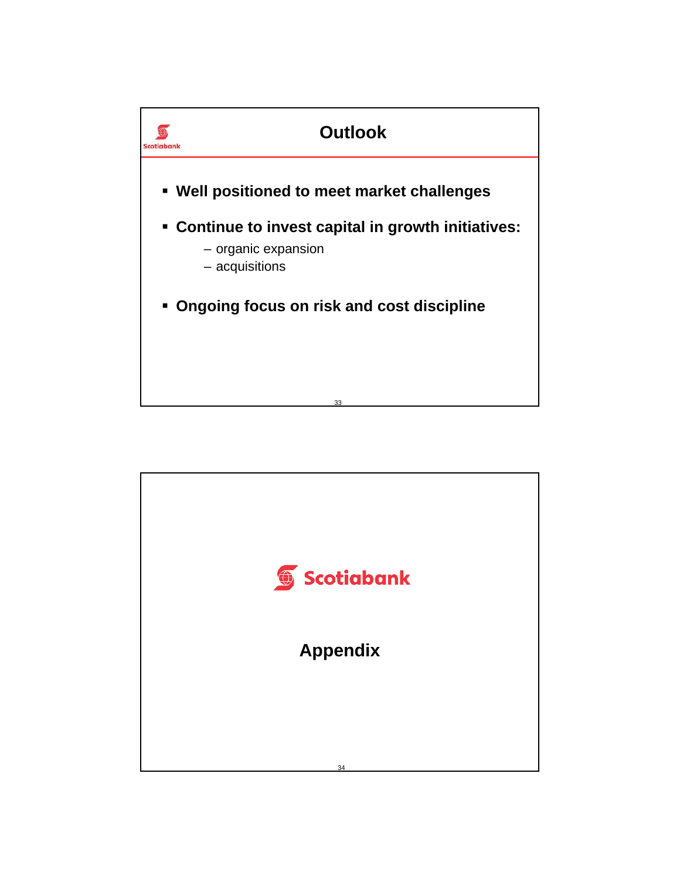# Outlook

- **Well positioned to meet market challenges**
- **Continue to invest capital in growth initiatives:**
  - organic expansion
  - acquisitions
- **Ongoing focus on risk and cost discipline**

Scotiabank

# Appendix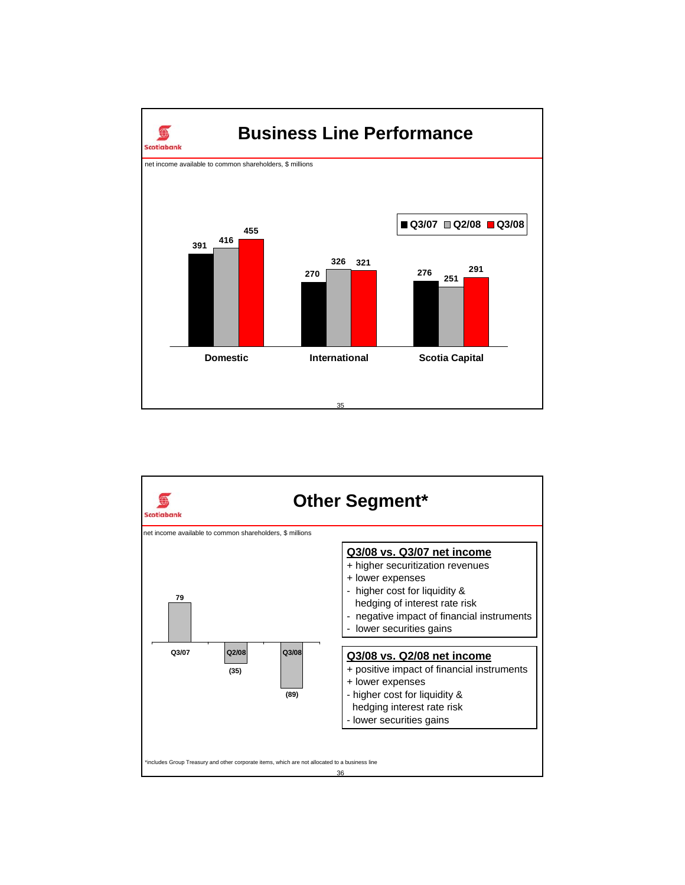# Business Line Performance

net income available to common shareholders, $ millions

| | Q3/07 | Q2/08 | Q3/08 |
|---|---|---|---|
| Domestic | 391 | 416 | 455 |
| International | 270 | 326 | 321 |
| Scotia Capital | 276 | 251 | 291 |

# Other Segment*

net income available to common shareholders, $ millions

| Q3/07 | Q2/08 | Q3/08 |
|---|---|---|
| 79 | (35) | (89) |

**Q3/08 vs. Q3/07 net income**

+ higher securitization revenues
+ lower expenses
- higher cost for liquidity & hedging of interest rate risk
- negative impact of financial instruments
- lower securities gains

**Q3/08 vs. Q2/08 net income**

+ positive impact of financial instruments
+ lower expenses
- higher cost for liquidity & hedging interest rate risk
- lower securities gains

*includes Group Treasury and other corporate items, which are not allocated to a business line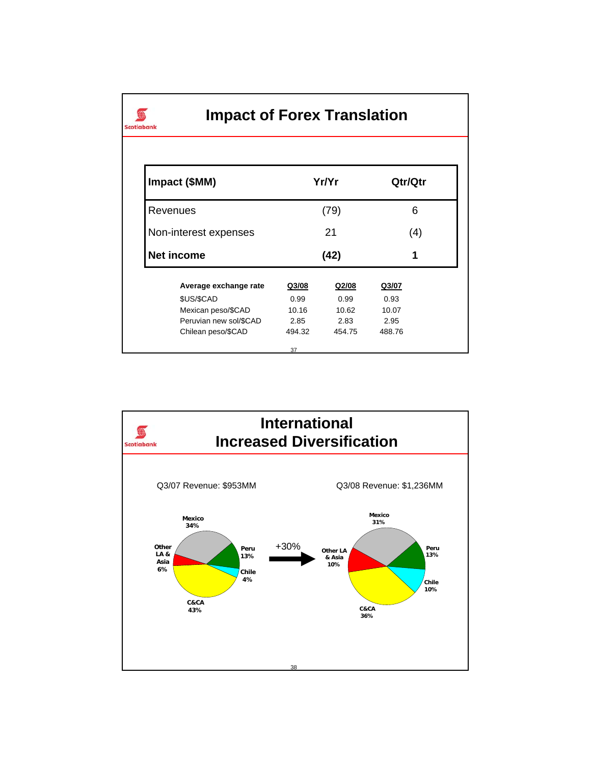# Impact of Forex Translation

| Impact ($MM) | Yr/Yr | Qtr/Qtr |
|---|---|---|
| Revenues | (79) | 6 |
| Non-interest expenses | 21 | (4) |
| **Net income** | **(42)** | **1** |

| Average exchange rate | Q3/08 | Q2/08 | Q3/07 |
|---|---|---|---|
| $US/$CAD | 0.99 | 0.99 | 0.93 |
| Mexican peso/$CAD | 10.16 | 10.62 | 10.07 |
| Peruvian new sol/$CAD | 2.85 | 2.83 | 2.95 |
| Chilean peso/$CAD | 494.32 | 454.75 | 488.76 |

# International Increased Diversification

Q3/07 Revenue: $953MM

- Mexico 34%
- Peru 13%
- Chile 4%
- C&CA 43%
- Other LA & Asia 6%

+30%

Q3/08 Revenue: $1,236MM

- Mexico 31%
- Peru 13%
- Chile 10%
- C&CA 36%
- Other LA & Asia 10%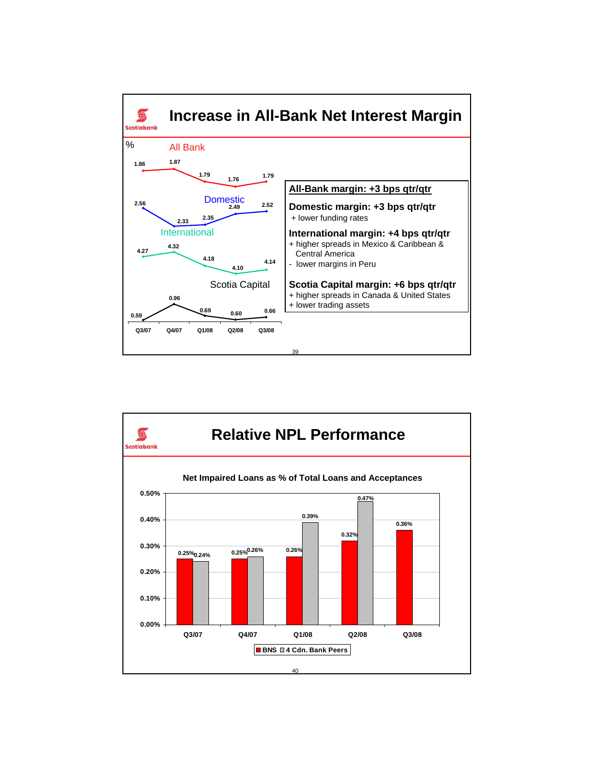## Increase in All-Bank Net Interest Margin

%

| | Q3/07 | Q4/07 | Q1/08 | Q2/08 | Q3/08 |
|---|---|---|---|---|---|
| All Bank | 1.86 | 1.87 | 1.79 | 1.76 | 1.79 |
| Domestic | 2.56 | 2.33 | 2.35 | 2.49 | 2.52 |
| International | 4.27 | 4.32 | 4.18 | 4.10 | 4.14 |
| Scotia Capital | 0.59 | 0.96 | 0.69 | 0.60 | 0.66 |

**All-Bank margin: +3 bps qtr/qtr**

**Domestic margin: +3 bps qtr/qtr**
- + lower funding rates

**International margin: +4 bps qtr/qtr**
- + higher spreads in Mexico & Caribbean & Central America
- - lower margins in Peru

**Scotia Capital margin: +6 bps qtr/qtr**
- + higher spreads in Canada & United States
- + lower trading assets

## Relative NPL Performance

**Net Impaired Loans as % of Total Loans and Acceptances**

| | Q3/07 | Q4/07 | Q1/08 | Q2/08 | Q3/08 |
|---|---|---|---|---|---|
| BNS | 0.25% | 0.25% | 0.26% | 0.32% | 0.36% |
| 4 Cdn. Bank Peers | 0.24% | 0.26% | 0.39% | 0.47% | |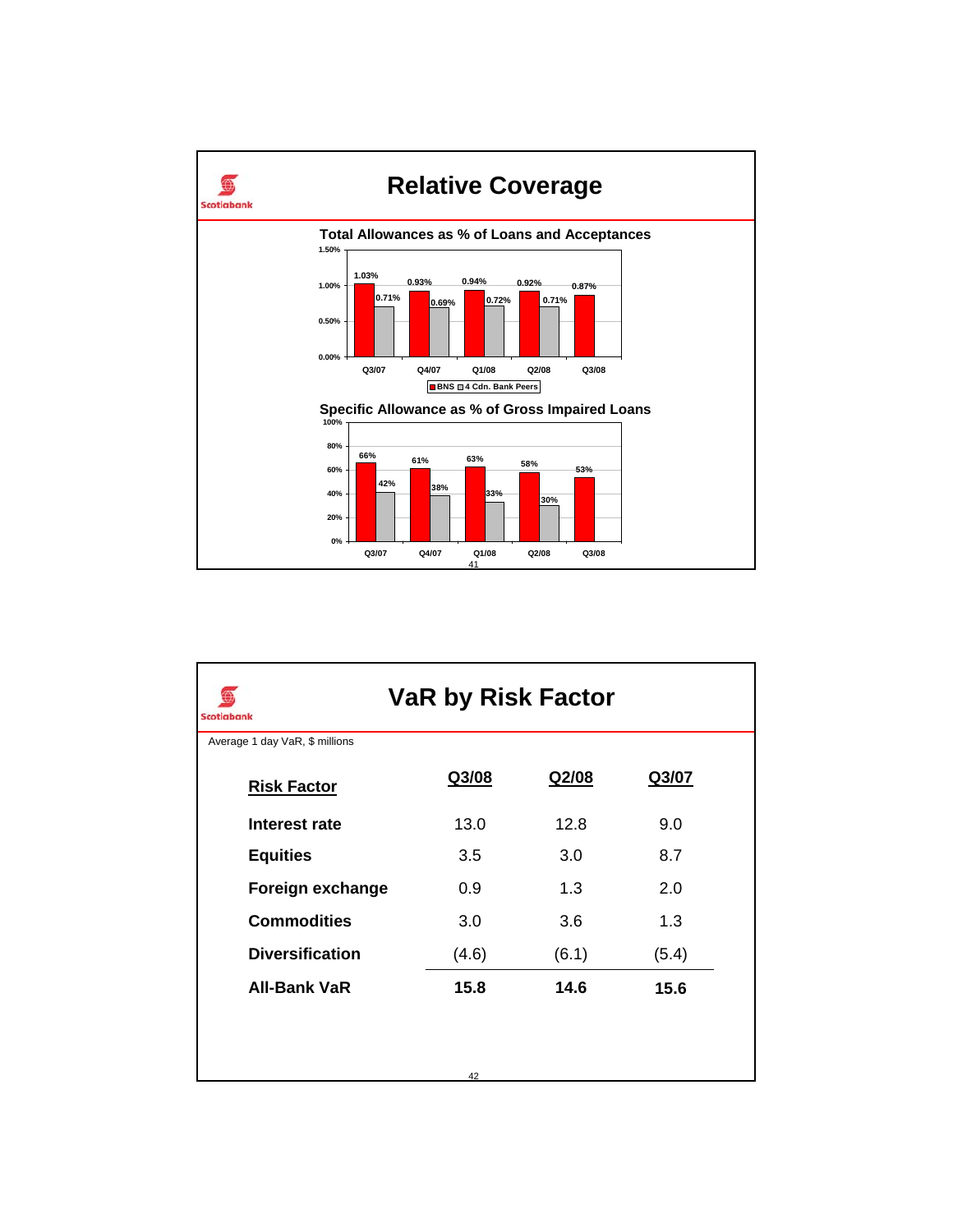# Relative Coverage

### Total Allowances as % of Loans and Acceptances

| | Q3/07 | Q4/07 | Q1/08 | Q2/08 | Q3/08 |
|---|---|---|---|---|---|
| BNS | 1.03% | 0.93% | 0.94% | 0.92% | 0.87% |
| 4 Cdn. Bank Peers | 0.71% | 0.69% | 0.72% | 0.71% | |

### Specific Allowance as % of Gross Impaired Loans

| | Q3/07 | Q4/07 | Q1/08 | Q2/08 | Q3/08 |
|---|---|---|---|---|---|
| BNS | 66% | 61% | 63% | 58% | 53% |
| 4 Cdn. Bank Peers | 42% | 38% | 33% | 30% | |

# VaR by Risk Factor

Average 1 day VaR, $ millions

| Risk Factor | Q3/08 | Q2/08 | Q3/07 |
|---|---|---|---|
| **Interest rate** | 13.0 | 12.8 | 9.0 |
| **Equities** | 3.5 | 3.0 | 8.7 |
| **Foreign exchange** | 0.9 | 1.3 | 2.0 |
| **Commodities** | 3.0 | 3.6 | 1.3 |
| **Diversification** | (4.6) | (6.1) | (5.4) |
| **All-Bank VaR** | **15.8** | **14.6** | **15.6** |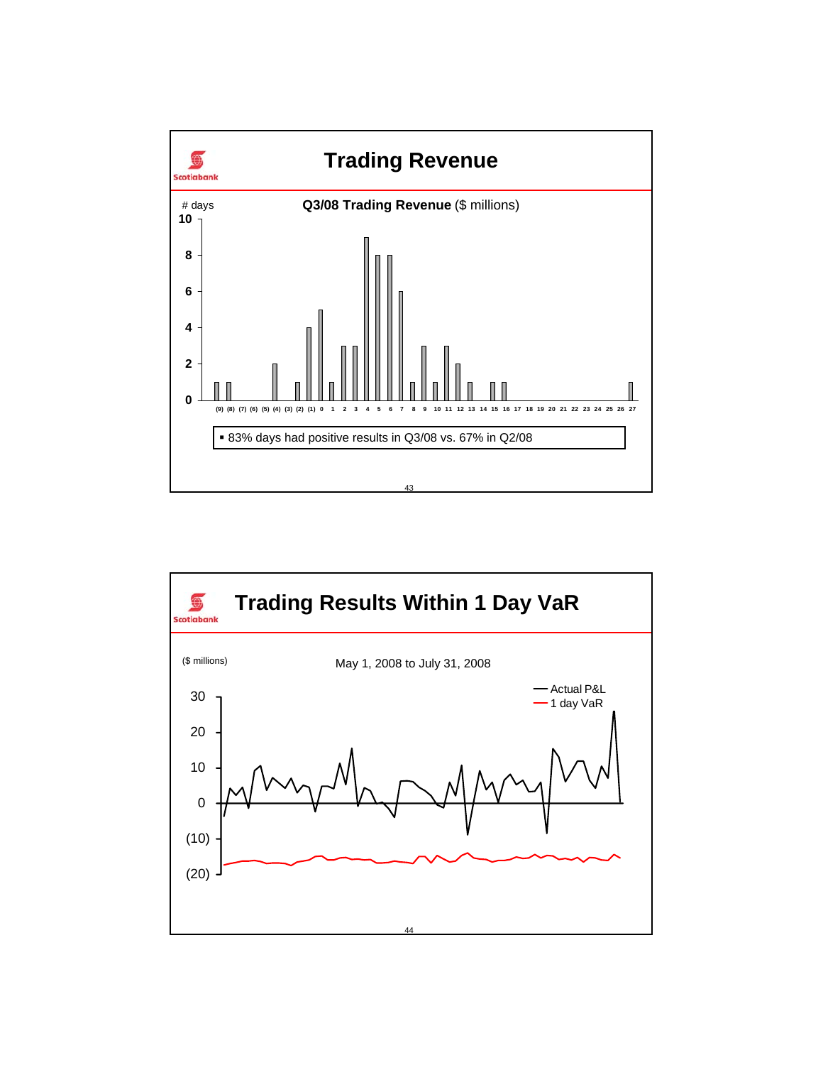# Trading Revenue

Scotiabank

**Q3/08 Trading Revenue** ($ millions)

# days

10
8
6
4
2
0

(9) (8) (7) (6) (5) (4) (3) (2) (1) 0 1 2 3 4 5 6 7 8 9 10 11 12 13 14 15 16 17 18 19 20 21 22 23 24 25 26 27

- 83% days had positive results in Q3/08 vs. 67% in Q2/08

# Trading Results Within 1 Day VaR

Scotiabank

($ millions)

May 1, 2008 to July 31, 2008

Actual P&L
1 day VaR

30
20
10
0
(10)
(20)